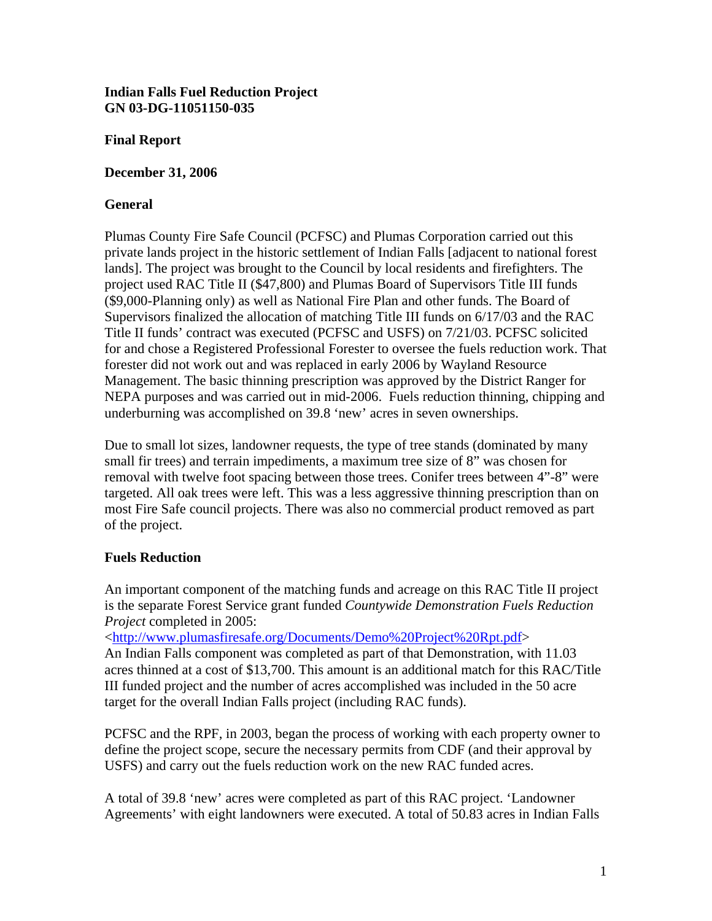**Indian Falls Fuel Reduction Project**
**GN 03-DG-11051150-035**

**Final Report**

**December 31, 2006**

## General

Plumas County Fire Safe Council (PCFSC) and Plumas Corporation carried out this private lands project in the historic settlement of Indian Falls [adjacent to national forest lands]. The project was brought to the Council by local residents and firefighters. The project used RAC Title II ($47,800) and Plumas Board of Supervisors Title III funds ($9,000-Planning only) as well as National Fire Plan and other funds. The Board of Supervisors finalized the allocation of matching Title III funds on 6/17/03 and the RAC Title II funds' contract was executed (PCFSC and USFS) on 7/21/03. PCFSC solicited for and chose a Registered Professional Forester to oversee the fuels reduction work. That forester did not work out and was replaced in early 2006 by Wayland Resource Management. The basic thinning prescription was approved by the District Ranger for NEPA purposes and was carried out in mid-2006. Fuels reduction thinning, chipping and underburning was accomplished on 39.8 'new' acres in seven ownerships.

Due to small lot sizes, landowner requests, the type of tree stands (dominated by many small fir trees) and terrain impediments, a maximum tree size of 8" was chosen for removal with twelve foot spacing between those trees. Conifer trees between 4"-8" were targeted. All oak trees were left. This was a less aggressive thinning prescription than on most Fire Safe council projects. There was also no commercial product removed as part of the project.

## Fuels Reduction

An important component of the matching funds and acreage on this RAC Title II project is the separate Forest Service grant funded *Countywide Demonstration Fuels Reduction Project* completed in 2005:
<http://www.plumasfiresafe.org/Documents/Demo%20Project%20Rpt.pdf>
An Indian Falls component was completed as part of that Demonstration, with 11.03 acres thinned at a cost of $13,700. This amount is an additional match for this RAC/Title III funded project and the number of acres accomplished was included in the 50 acre target for the overall Indian Falls project (including RAC funds).

PCFSC and the RPF, in 2003, began the process of working with each property owner to define the project scope, secure the necessary permits from CDF (and their approval by USFS) and carry out the fuels reduction work on the new RAC funded acres.

A total of 39.8 'new' acres were completed as part of this RAC project. 'Landowner Agreements' with eight landowners were executed. A total of 50.83 acres in Indian Falls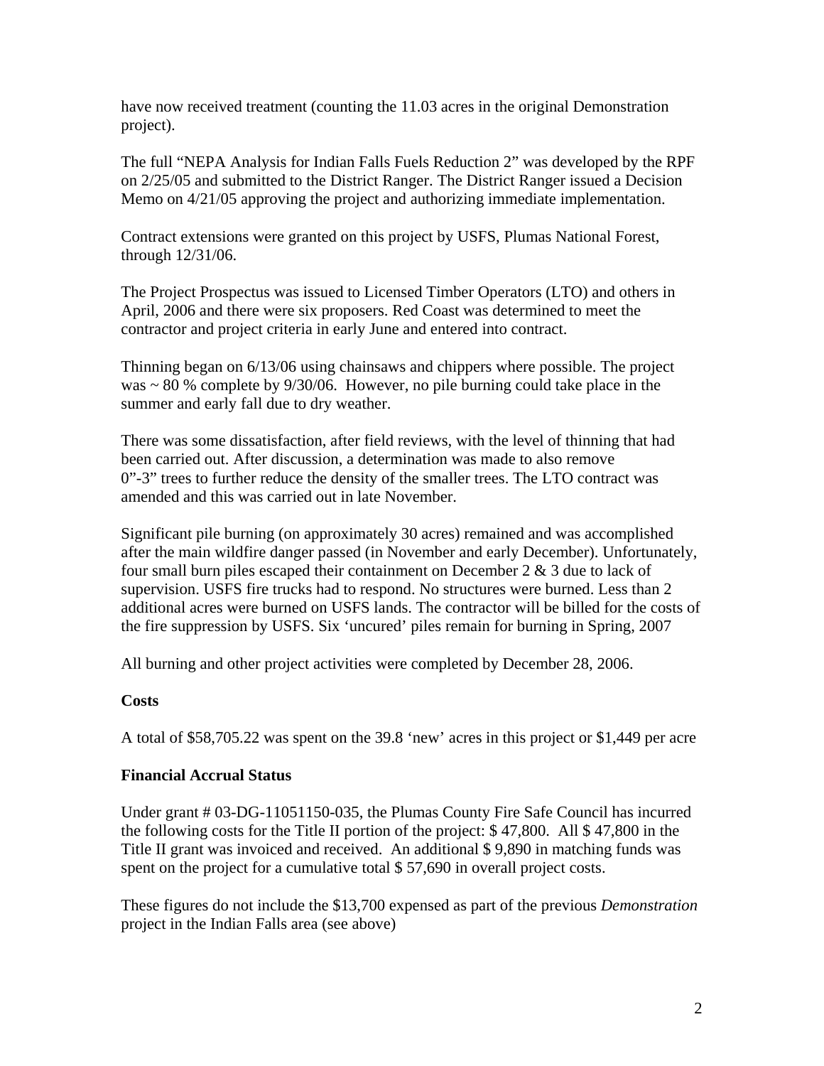have now received treatment (counting the 11.03 acres in the original Demonstration project).

The full "NEPA Analysis for Indian Falls Fuels Reduction 2" was developed by the RPF on 2/25/05 and submitted to the District Ranger. The District Ranger issued a Decision Memo on 4/21/05 approving the project and authorizing immediate implementation.

Contract extensions were granted on this project by USFS, Plumas National Forest, through 12/31/06.

The Project Prospectus was issued to Licensed Timber Operators (LTO) and others in April, 2006 and there were six proposers. Red Coast was determined to meet the contractor and project criteria in early June and entered into contract.

Thinning began on 6/13/06 using chainsaws and chippers where possible. The project was ~ 80 % complete by 9/30/06. However, no pile burning could take place in the summer and early fall due to dry weather.

There was some dissatisfaction, after field reviews, with the level of thinning that had been carried out. After discussion, a determination was made to also remove 0"-3" trees to further reduce the density of the smaller trees. The LTO contract was amended and this was carried out in late November.

Significant pile burning (on approximately 30 acres) remained and was accomplished after the main wildfire danger passed (in November and early December). Unfortunately, four small burn piles escaped their containment on December 2 & 3 due to lack of supervision. USFS fire trucks had to respond. No structures were burned. Less than 2 additional acres were burned on USFS lands. The contractor will be billed for the costs of the fire suppression by USFS. Six 'uncured' piles remain for burning in Spring, 2007

All burning and other project activities were completed by December 28, 2006.

**Costs**

A total of $58,705.22 was spent on the 39.8 'new' acres in this project or $1,449 per acre

**Financial Accrual Status**

Under grant # 03-DG-11051150-035, the Plumas County Fire Safe Council has incurred the following costs for the Title II portion of the project: $ 47,800. All $ 47,800 in the Title II grant was invoiced and received. An additional $ 9,890 in matching funds was spent on the project for a cumulative total $ 57,690 in overall project costs.

These figures do not include the $13,700 expensed as part of the previous *Demonstration* project in the Indian Falls area (see above)